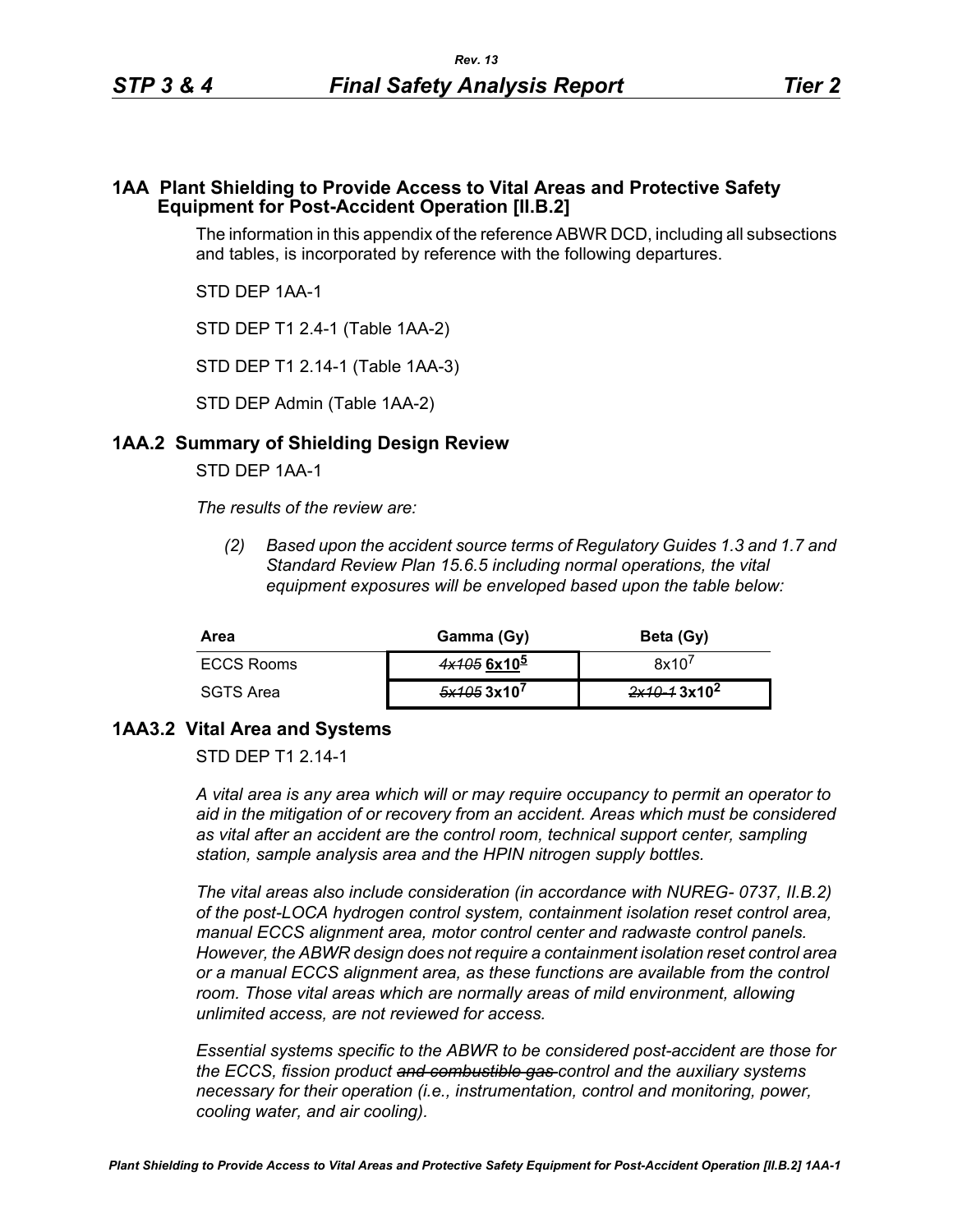## 1AA Plant Shielding to Provide Access to Vital Areas and Protective Safety Equipment for Post-Accident Operation [II.B.2]

The information in this appendix of the reference ABWR DCD, including all subsections and tables, is incorporated by reference with the following departures.

STD DEP 1AA-1

STD DEP T1 2.4-1 (Table 1AA-2)

STD DEP T1 2.14-1 (Table 1AA-3)

STD DEP Admin (Table 1AA-2)

## 1AA.2 Summary of Shielding Design Review

STD DEP 1AA-1

*The results of the review are:*

*(2) Based upon the accident source terms of Regulatory Guides 1.3 and 1.7 and Standard Review Plan 15.6.5 including normal operations, the vital equipment exposures will be enveloped based upon the table below:*

| Area | Gamma (Gy) | Beta (Gy) |
|---|---|---|
| ECCS Rooms | ~~*4x105*~~ **$6x10^5$** | $8x10^7$ |
| SGTS Area | ~~*5x105*~~ **$3x10^7$** | ~~*2x10-1*~~ **$3x10^2$** |

## 1AA3.2 Vital Area and Systems

STD DEP T1 2.14-1

*A vital area is any area which will or may require occupancy to permit an operator to aid in the mitigation of or recovery from an accident. Areas which must be considered as vital after an accident are the control room, technical support center, sampling station, sample analysis area and the HPIN nitrogen supply bottles.*

*The vital areas also include consideration (in accordance with NUREG- 0737, II.B.2) of the post-LOCA hydrogen control system, containment isolation reset control area, manual ECCS alignment area, motor control center and radwaste control panels. However, the ABWR design does not require a containment isolation reset control area or a manual ECCS alignment area, as these functions are available from the control room. Those vital areas which are normally areas of mild environment, allowing unlimited access, are not reviewed for access.*

*Essential systems specific to the ABWR to be considered post-accident are those for the ECCS, fission product ~~and combustible gas~~ control and the auxiliary systems necessary for their operation (i.e., instrumentation, control and monitoring, power, cooling water, and air cooling).*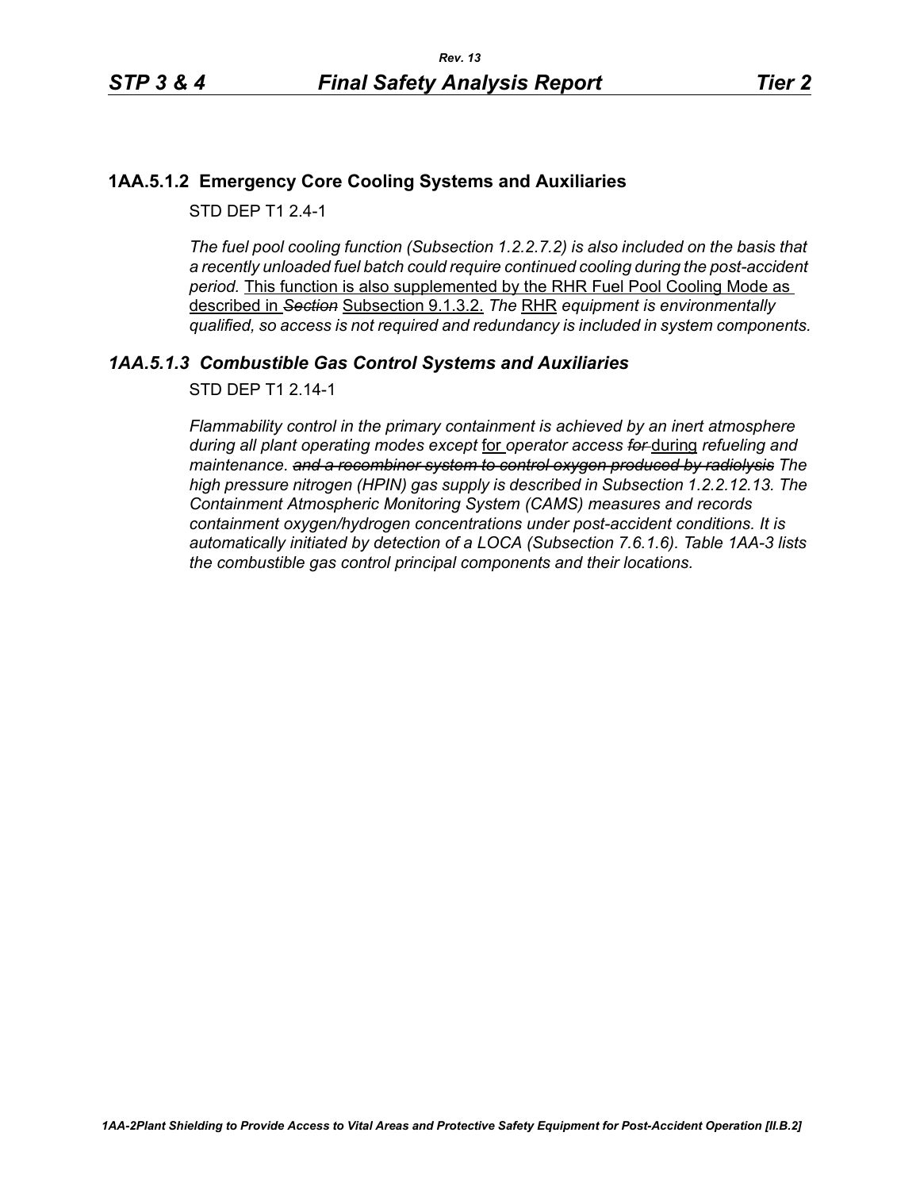### 1AA.5.1.2 Emergency Core Cooling Systems and Auxiliaries

STD DEP T1 2.4-1

*The fuel pool cooling function (Subsection 1.2.2.7.2) is also included on the basis that a recently unloaded fuel batch could require continued cooling during the post-accident period.* This function is also supplemented by the RHR Fuel Pool Cooling Mode as described in ~~*Section*~~ Subsection 9.1.3.2. *The* RHR *equipment is environmentally qualified, so access is not required and redundancy is included in system components.*

### *1AA.5.1.3 Combustible Gas Control Systems and Auxiliaries*

STD DEP T1 2.14-1

*Flammability control in the primary containment is achieved by an inert atmosphere during all plant operating modes except* for *operator access* ~~*for*~~ during *refueling and maintenance.* ~~*and a recombiner system to control oxygen produced by radiolysis*~~ *The high pressure nitrogen (HPIN) gas supply is described in Subsection 1.2.2.12.13. The Containment Atmospheric Monitoring System (CAMS) measures and records containment oxygen/hydrogen concentrations under post-accident conditions. It is automatically initiated by detection of a LOCA (Subsection 7.6.1.6). Table 1AA-3 lists the combustible gas control principal components and their locations.*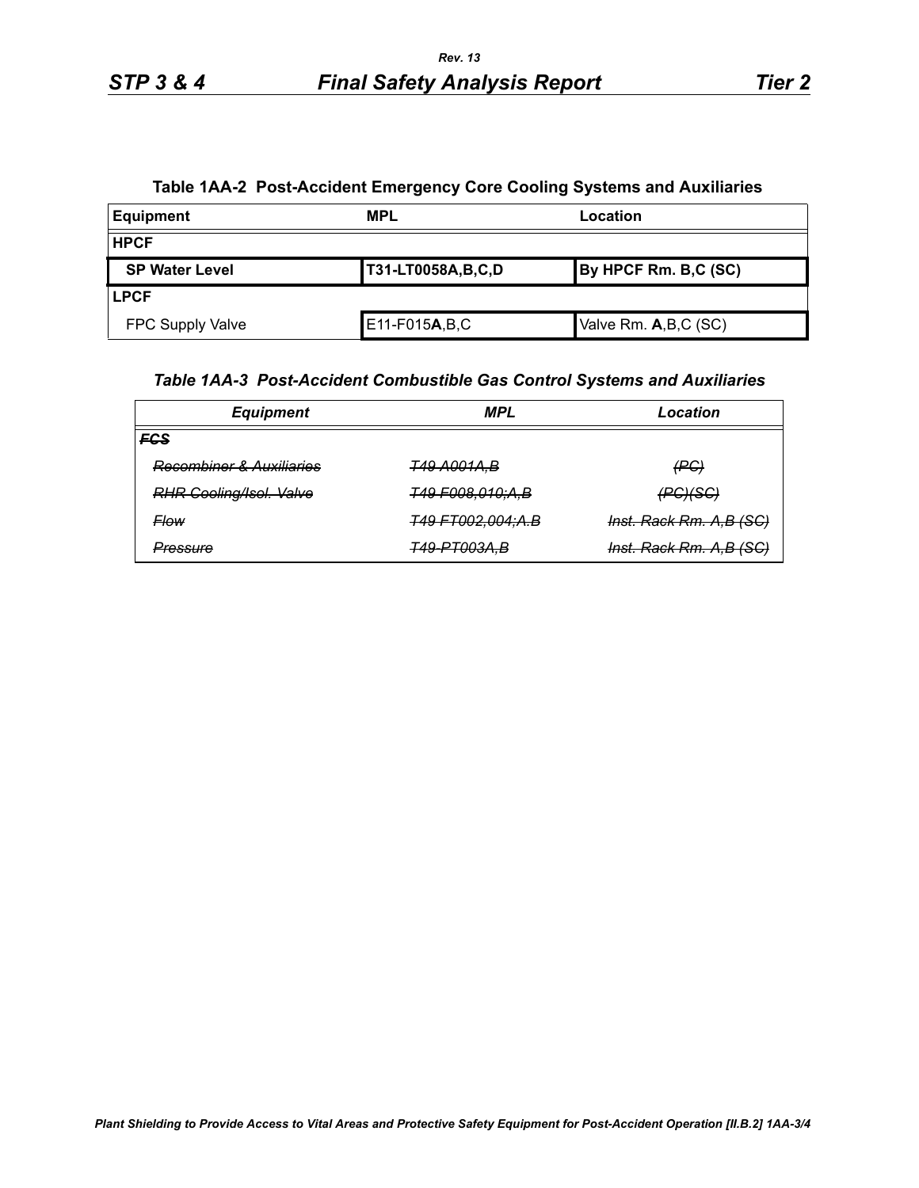**Table 1AA-2 Post-Accident Emergency Core Cooling Systems and Auxiliaries**

| Equipment | MPL | Location |
|---|---|---|
| **HPCF** | | |
| **SP Water Level** | **T31-LT0058A,B,C,D** | **By HPCF Rm. B,C (SC)** |
| **LPCF** | | |
| FPC Supply Valve | E11-F015**A**,B,C | Valve Rm. **A**,B,C (SC) |

***Table 1AA-3 Post-Accident Combustible Gas Control Systems and Auxiliaries***

| *Equipment* | *MPL* | *Location* |
|---|---|---|
| ~~***FCS***~~ | | |
| ~~*Recombiner & Auxiliaries*~~ | ~~*T49-A001A,B*~~ | ~~*(PC)*~~ |
| ~~*RHR Cooling/Isol. Valve*~~ | ~~*T49-F008,010;A,B*~~ | ~~*(PC)(SC)*~~ |
| ~~*Flow*~~ | ~~*T49-FT002,004;A.B*~~ | ~~*Inst. Rack Rm. A,B (SC)*~~ |
| ~~*Pressure*~~ | ~~*T49-PT003A,B*~~ | ~~*Inst. Rack Rm. A,B (SC)*~~ |